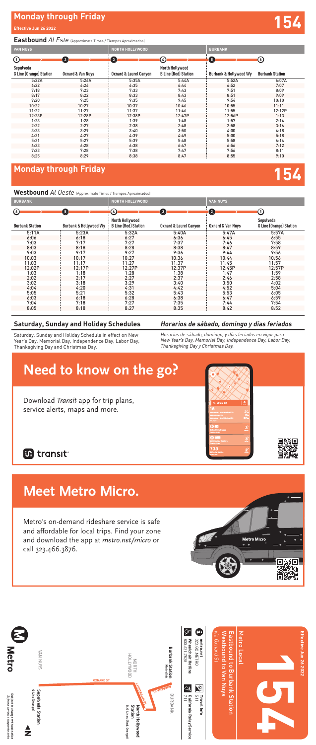## Monday through Friday

**Effective Jun 26 2022**

# 154

### Eastbound *Al Este* (Approximate Times / Tiempos Aproximados)

| VAN NUYS | | NORTH HOLLYWOOD | | BURBANK | |
|---|---|---|---|---|---|
| 1 | 2 | 3 | 4 | 5 | 6 |
| Sepulveda G Line (Orange) Station | Oxnard & Van Nuys | Oxnard & Laurel Canyon | North Hollywood B Line (Red) Station | Burbank & Hollywood Wy | Burbank Station |
| 5:22A | 5:26A | 5:35A | 5:44A | 5:52A | 6:07A |
| 6:22 | 6:26 | 6:35 | 6:44 | 6:52 | 7:07 |
| 7:18 | 7:23 | 7:33 | 7:43 | 7:51 | 8:09 |
| 8:17 | 8:22 | 8:33 | 8:43 | 8:51 | 9:09 |
| 9:20 | 9:25 | 9:35 | 9:45 | 9:54 | 10:10 |
| 10:22 | 10:27 | 10:37 | 10:46 | 10:55 | 11:11 |
| 11:22 | 11:27 | 11:37 | 11:46 | 11:55 | 12:12P |
| 12:23P | 12:28P | 12:38P | 12:47P | 12:56P | 1:13 |
| 1:23 | 1:28 | 1:39 | 1:48 | 1:57 | 2:14 |
| 2:22 | 2:27 | 2:38 | 2:48 | 2:58 | 3:16 |
| 3:23 | 3:29 | 3:40 | 3:50 | 4:00 | 4:18 |
| 4:21 | 4:27 | 4:39 | 4:49 | 5:00 | 5:18 |
| 5:21 | 5:27 | 5:39 | 5:48 | 5:58 | 6:14 |
| 6:23 | 6:28 | 6:38 | 6:47 | 6:56 | 7:12 |
| 7:23 | 7:28 | 7:38 | 7:47 | 7:56 | 8:11 |
| 8:25 | 8:29 | 8:38 | 8:47 | 8:55 | 9:10 |

## Monday through Friday

# 154

### Westbound *Al Oeste* (Approximate Times / Tiempos Aproximados)

| BURBANK | | NORTH HOLLYWOOD | | VAN NUYS | |
|---|---|---|---|---|---|
| 6 | 5 | 4 | 3 | 2 | 1 |
| Burbank Station | Burbank & Hollywood Wy | North Hollywood B Line (Red) Station | Oxnard & Laurel Canyon | Oxnard & Van Nuys | Sepulveda G Line (Orange) Station |
| 5:11A | 5:23A | 5:32A | 5:40A | 5:47A | 5:57A |
| 6:06 | 6:18 | 6:27 | 6:36 | 6:45 | 6:55 |
| 7:03 | 7:17 | 7:27 | 7:37 | 7:46 | 7:58 |
| 8:03 | 8:18 | 8:28 | 8:38 | 8:47 | 8:59 |
| 9:03 | 9:17 | 9:27 | 9:36 | 9:44 | 9:56 |
| 10:03 | 10:17 | 10:27 | 10:36 | 10:44 | 10:56 |
| 11:03 | 11:17 | 11:27 | 11:37 | 11:45 | 11:57 |
| 12:02P | 12:17P | 12:27P | 12:37P | 12:45P | 12:57P |
| 1:03 | 1:18 | 1:28 | 1:38 | 1:47 | 1:59 |
| 2:02 | 2:17 | 2:27 | 2:37 | 2:46 | 2:58 |
| 3:02 | 3:18 | 3:29 | 3:40 | 3:50 | 4:02 |
| 4:04 | 4:20 | 4:31 | 4:42 | 4:52 | 5:04 |
| 5:05 | 5:21 | 5:32 | 5:43 | 5:53 | 6:05 |
| 6:03 | 6:18 | 6:28 | 6:38 | 6:47 | 6:59 |
| 7:04 | 7:18 | 7:27 | 7:35 | 7:44 | 7:54 |
| 8:05 | 8:18 | 8:27 | 8:35 | 8:42 | 8:52 |

### Saturday, Sunday and Holiday Schedules

Saturday, Sunday and Holiday Schedule in effect on New Year's Day, Memorial Day, Independence Day, Labor Day, Thanksgiving Day and Christmas Day.

### *Horarios de sábado, domingo y días feriados*

*Horarios de sábado, domingo, y días feriados en vigor para New Year's Day, Memorial Day, Independence Day, Labor Day, Thanksgiving Day y Christmas Day.*

# Need to know on the go?

Download *Transit* app for trip plans, service alerts, maps and more.

transit

# Meet Metro Micro.

Metro's on-demand rideshare service is safe and affordable for local trips. Find your zone and download the app at *metro.net/micro* or call 323.466.3876.

Metro

VAN NUYS — NORTH HOLLYWOOD — BURBANK

Sepulveda Station G Line (Orange) — Oxnard St — Lankershim Bl — North Hollywood Station B, G Lines (Red, Orange) — Burbank Bl — Burbank Station Metrolink

Subject to change without notice
*Sujeto a cambios sin previo aviso*

metro.net
323.GO.METRO

Wheelchair Hotline
800.621.7828

Travel Info
511

California Relay Service
711

Metro Local

# 154

Eastbound to Burbank Station
Westbound to Van Nuys
*via Oxnard St*

Effective Jun 26 2022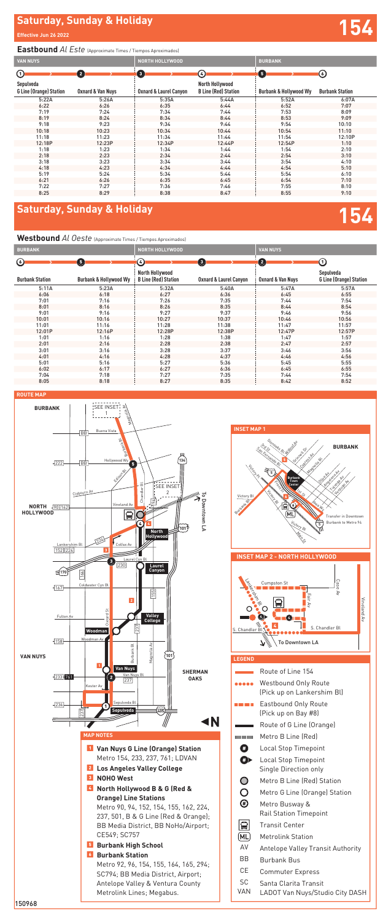# Saturday, Sunday & Holiday

**Effective Jun 26 2022**

# 154

## Eastbound *Al Este* (Approximate Times / Tiempos Aproximados)

| VAN NUYS | | NORTH HOLLYWOOD | | BURBANK | |
|---|---|---|---|---|---|
| 1 | 2 | 3 | 4 | 5 | 6 |
| Sepulveda G Line (Orange) Station | Oxnard & Van Nuys | Oxnard & Laurel Canyon | North Hollywood B Line (Red) Station | Burbank & Hollywood Wy | Burbank Station |
| 5:22A | 5:26A | 5:35A | 5:44A | 5:52A | 6:07A |
| 6:22 | 6:26 | 6:35 | 6:44 | 6:52 | 7:07 |
| 7:19 | 7:24 | 7:34 | 7:44 | 7:53 | 8:09 |
| 8:19 | 8:24 | 8:34 | 8:44 | 8:53 | 9:09 |
| 9:18 | 9:23 | 9:34 | 9:44 | 9:54 | 10:10 |
| 10:18 | 10:23 | 10:34 | 10:44 | 10:54 | 11:10 |
| 11:18 | 11:23 | 11:34 | 11:44 | 11:54 | 12:10P |
| 12:18P | 12:23P | 12:34P | 12:44P | 12:54P | 1:10 |
| 1:18 | 1:23 | 1:34 | 1:44 | 1:54 | 2:10 |
| 2:18 | 2:23 | 2:34 | 2:44 | 2:54 | 3:10 |
| 3:18 | 3:23 | 3:34 | 3:44 | 3:54 | 4:10 |
| 4:18 | 4:23 | 4:34 | 4:44 | 4:54 | 5:10 |
| 5:19 | 5:24 | 5:34 | 5:44 | 5:54 | 6:10 |
| 6:21 | 6:26 | 6:35 | 6:45 | 6:54 | 7:10 |
| 7:22 | 7:27 | 7:36 | 7:46 | 7:55 | 8:10 |
| 8:25 | 8:29 | 8:38 | 8:47 | 8:55 | 9:10 |

# Saturday, Sunday & Holiday

# 154

## Westbound *Al Oeste* (Approximate Times / Tiempos Aproximados)

| BURBANK | | NORTH HOLLYWOOD | | VAN NUYS | |
|---|---|---|---|---|---|
| 6 | 5 | 4 | 3 | 2 | 1 |
| Burbank Station | Burbank & Hollywood Wy | North Hollywood B Line (Red) Station | Oxnard & Laurel Canyon | Oxnard & Van Nuys | Sepulveda G Line (Orange) Station |
| 5:11A | 5:23A | 5:32A | 5:40A | 5:47A | 5:57A |
| 6:06 | 6:18 | 6:27 | 6:36 | 6:45 | 6:55 |
| 7:01 | 7:16 | 7:26 | 7:35 | 7:44 | 7:54 |
| 8:01 | 8:16 | 8:26 | 8:35 | 8:44 | 8:54 |
| 9:01 | 9:16 | 9:27 | 9:37 | 9:46 | 9:56 |
| 10:01 | 10:16 | 10:27 | 10:37 | 10:46 | 10:56 |
| 11:01 | 11:16 | 11:28 | 11:38 | 11:47 | 11:57 |
| 12:01P | 12:16P | 12:28P | 12:38P | 12:47P | 12:57P |
| 1:01 | 1:16 | 1:28 | 1:38 | 1:47 | 1:57 |
| 2:01 | 2:16 | 2:28 | 2:38 | 2:47 | 2:57 |
| 3:01 | 3:16 | 3:28 | 3:37 | 3:46 | 3:56 |
| 4:01 | 4:16 | 4:28 | 4:37 | 4:46 | 4:56 |
| 5:01 | 5:16 | 5:27 | 5:36 | 5:45 | 5:55 |
| 6:02 | 6:17 | 6:27 | 6:36 | 6:45 | 6:55 |
| 7:04 | 7:18 | 7:27 | 7:35 | 7:44 | 7:54 |
| 8:05 | 8:18 | 8:27 | 8:35 | 8:42 | 8:52 |

## ROUTE MAP

BURBANK
NORTH HOLLYWOOD
VAN NUYS
SHERMAN OAKS
SEE INSET 1
SEE INSET 2
To Downtown LA
N

## MAP NOTES

1. **Van Nuys G Line (Orange) Station**
   Metro 154, 233, 237, 761; LDVAN
2. **Los Angeles Valley College**
3. **NOHO West**
4. **North Hollywood B & G (Red & Orange) Line Stations**
   Metro 90, 94, 152, 154, 155, 162, 224, 237, 501, B & G Line (Red & Orange); BB Media District, BB NoHo/Airport; CE549; SC757
5. **Burbank High School**
6. **Burbank Station**
   Metro 92, 96, 154, 155, 164, 165, 294; SC794; BB Media District, Airport; Antelope Valley & Ventura County Metrolink Lines; Megabus.

## INSET MAP 1

BURBANK
Burbank Town Center
Transfer in Downtown Burbank to Metro 94

## INSET MAP 2 - NORTH HOLLYWOOD

To Downtown LA

## LEGEND

- Route of Line 154
- Westbound Only Route (Pick up on Lankershim Bl)
- Eastbound Only Route (Pick up on Bay #8)
- Route of G Line (Orange)
- Metro B Line (Red)
- Local Stop Timepoint
- Local Stop Timepoint Single Direction only
- Metro B Line (Red) Station
- Metro G Line (Orange) Station
- Metro Busway & Rail Station Timepoint
- Transit Center
- ML Metrolink Station
- AV Antelope Valley Transit Authority
- BB Burbank Bus
- CE Commuter Express
- SC Santa Clarita Transit
- VAN LADOT Van Nuys/Studio City DASH

150968